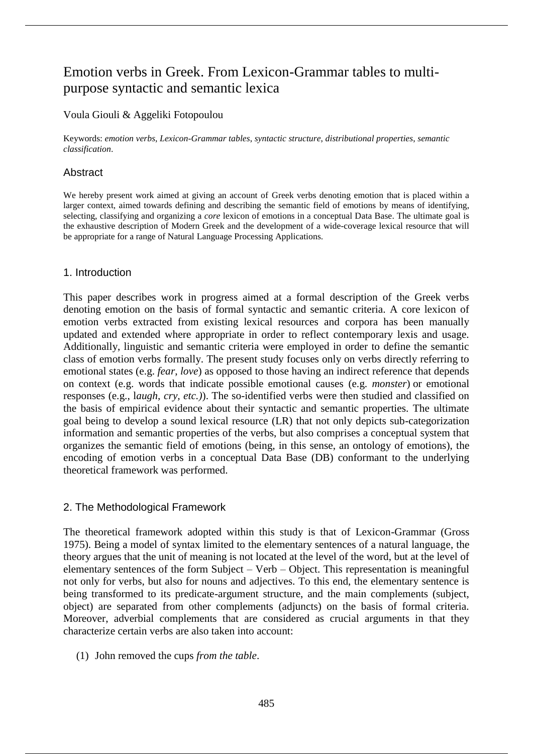# Emotion verbs in Greek. From Lexicon-Grammar tables to multi-purpose syntactic and semantic lexica

Voula Giouli & Aggeliki Fotopoulou

Keywords: *emotion verbs*, *Lexicon-Grammar tables*, *syntactic structure*, *distributional properties*, *semantic classification*.

## Abstract

We hereby present work aimed at giving an account of Greek verbs denoting emotion that is placed within a larger context, aimed towards defining and describing the semantic field of emotions by means of identifying, selecting, classifying and organizing a *core* lexicon of emotions in a conceptual Data Base. The ultimate goal is the exhaustive description of Modern Greek and the development of a wide-coverage lexical resource that will be appropriate for a range of Natural Language Processing Applications.

## 1. Introduction

This paper describes work in progress aimed at a formal description of the Greek verbs denoting emotion on the basis of formal syntactic and semantic criteria. A core lexicon of emotion verbs extracted from existing lexical resources and corpora has been manually updated and extended where appropriate in order to reflect contemporary lexis and usage. Additionally, linguistic and semantic criteria were employed in order to define the semantic class of emotion verbs formally. The present study focuses only on verbs directly referring to emotional states (e.g. *fear*, *love*) as opposed to those having an indirect reference that depends on context (e.g. words that indicate possible emotional causes (e.g. *monster*) or emotional responses (e.g., l*augh*, *cry, etc.)*). The so-identified verbs were then studied and classified on the basis of empirical evidence about their syntactic and semantic properties. The ultimate goal being to develop a sound lexical resource (LR) that not only depicts sub-categorization information and semantic properties of the verbs, but also comprises a conceptual system that organizes the semantic field of emotions (being, in this sense, an ontology of emotions), the encoding of emotion verbs in a conceptual Data Base (DB) conformant to the underlying theoretical framework was performed.

## 2. The Methodological Framework

The theoretical framework adopted within this study is that of Lexicon-Grammar (Gross 1975). Being a model of syntax limited to the elementary sentences of a natural language, the theory argues that the unit of meaning is not located at the level of the word, but at the level of elementary sentences of the form Subject – Verb – Object. This representation is meaningful not only for verbs, but also for nouns and adjectives. To this end, the elementary sentence is being transformed to its predicate-argument structure, and the main complements (subject, object) are separated from other complements (adjuncts) on the basis of formal criteria. Moreover, adverbial complements that are considered as crucial arguments in that they characterize certain verbs are also taken into account:

(1) John removed the cups *from the table*.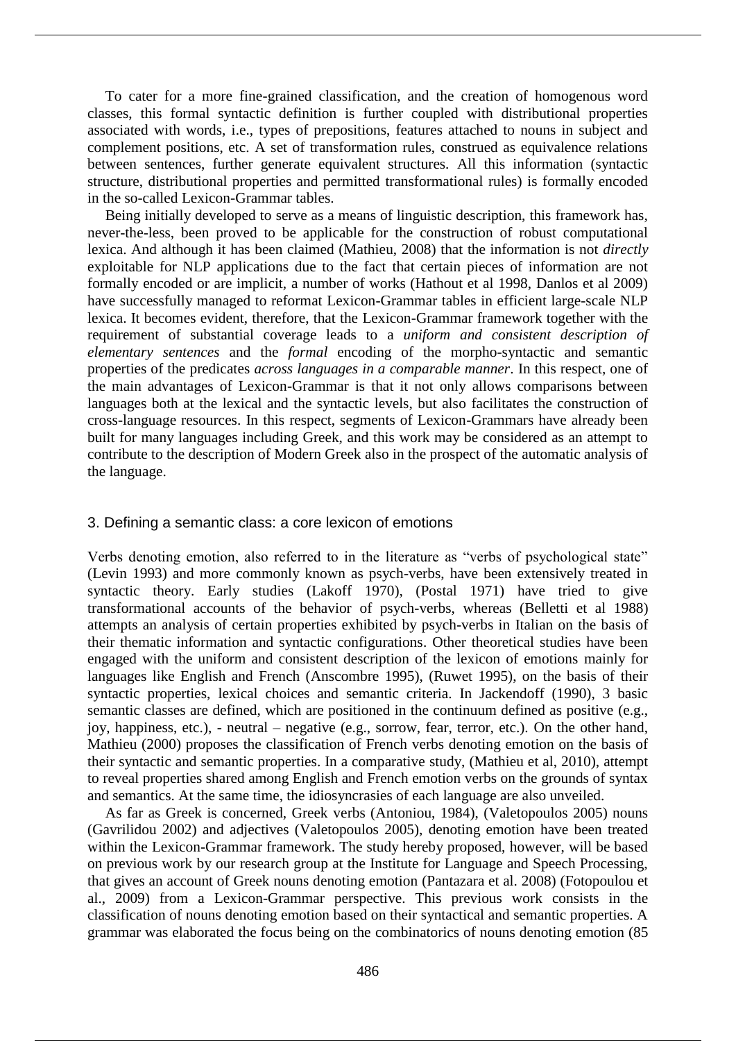To cater for a more fine-grained classification, and the creation of homogenous word classes, this formal syntactic definition is further coupled with distributional properties associated with words, i.e., types of prepositions, features attached to nouns in subject and complement positions, etc. A set of transformation rules, construed as equivalence relations between sentences, further generate equivalent structures. All this information (syntactic structure, distributional properties and permitted transformational rules) is formally encoded in the so-called Lexicon-Grammar tables.

Being initially developed to serve as a means of linguistic description, this framework has, never-the-less, been proved to be applicable for the construction of robust computational lexica. And although it has been claimed (Mathieu, 2008) that the information is not *directly* exploitable for NLP applications due to the fact that certain pieces of information are not formally encoded or are implicit, a number of works (Hathout et al 1998, Danlos et al 2009) have successfully managed to reformat Lexicon-Grammar tables in efficient large-scale NLP lexica. It becomes evident, therefore, that the Lexicon-Grammar framework together with the requirement of substantial coverage leads to a *uniform and consistent description of elementary sentences* and the *formal* encoding of the morpho-syntactic and semantic properties of the predicates *across languages in a comparable manner*. In this respect, one of the main advantages of Lexicon-Grammar is that it not only allows comparisons between languages both at the lexical and the syntactic levels, but also facilitates the construction of cross-language resources. In this respect, segments of Lexicon-Grammars have already been built for many languages including Greek, and this work may be considered as an attempt to contribute to the description of Modern Greek also in the prospect of the automatic analysis of the language.

## 3. Defining a semantic class: a core lexicon of emotions

Verbs denoting emotion, also referred to in the literature as "verbs of psychological state" (Levin 1993) and more commonly known as psych-verbs, have been extensively treated in syntactic theory. Early studies (Lakoff 1970), (Postal 1971) have tried to give transformational accounts of the behavior of psych-verbs, whereas (Belletti et al 1988) attempts an analysis of certain properties exhibited by psych-verbs in Italian on the basis of their thematic information and syntactic configurations. Other theoretical studies have been engaged with the uniform and consistent description of the lexicon of emotions mainly for languages like English and French (Anscombre 1995), (Ruwet 1995), on the basis of their syntactic properties, lexical choices and semantic criteria. In Jackendoff (1990), 3 basic semantic classes are defined, which are positioned in the continuum defined as positive (e.g., joy, happiness, etc.), - neutral – negative (e.g., sorrow, fear, terror, etc.). On the other hand, Mathieu (2000) proposes the classification of French verbs denoting emotion on the basis of their syntactic and semantic properties. In a comparative study, (Mathieu et al, 2010), attempt to reveal properties shared among English and French emotion verbs on the grounds of syntax and semantics. At the same time, the idiosyncrasies of each language are also unveiled.

As far as Greek is concerned, Greek verbs (Antoniou, 1984), (Valetopoulos 2005) nouns (Gavrilidou 2002) and adjectives (Valetopoulos 2005), denoting emotion have been treated within the Lexicon-Grammar framework. The study hereby proposed, however, will be based on previous work by our research group at the Institute for Language and Speech Processing, that gives an account of Greek nouns denoting emotion (Pantazara et al. 2008) (Fotopoulou et al., 2009) from a Lexicon-Grammar perspective. This previous work consists in the classification of nouns denoting emotion based on their syntactical and semantic properties. A grammar was elaborated the focus being on the combinatorics of nouns denoting emotion (85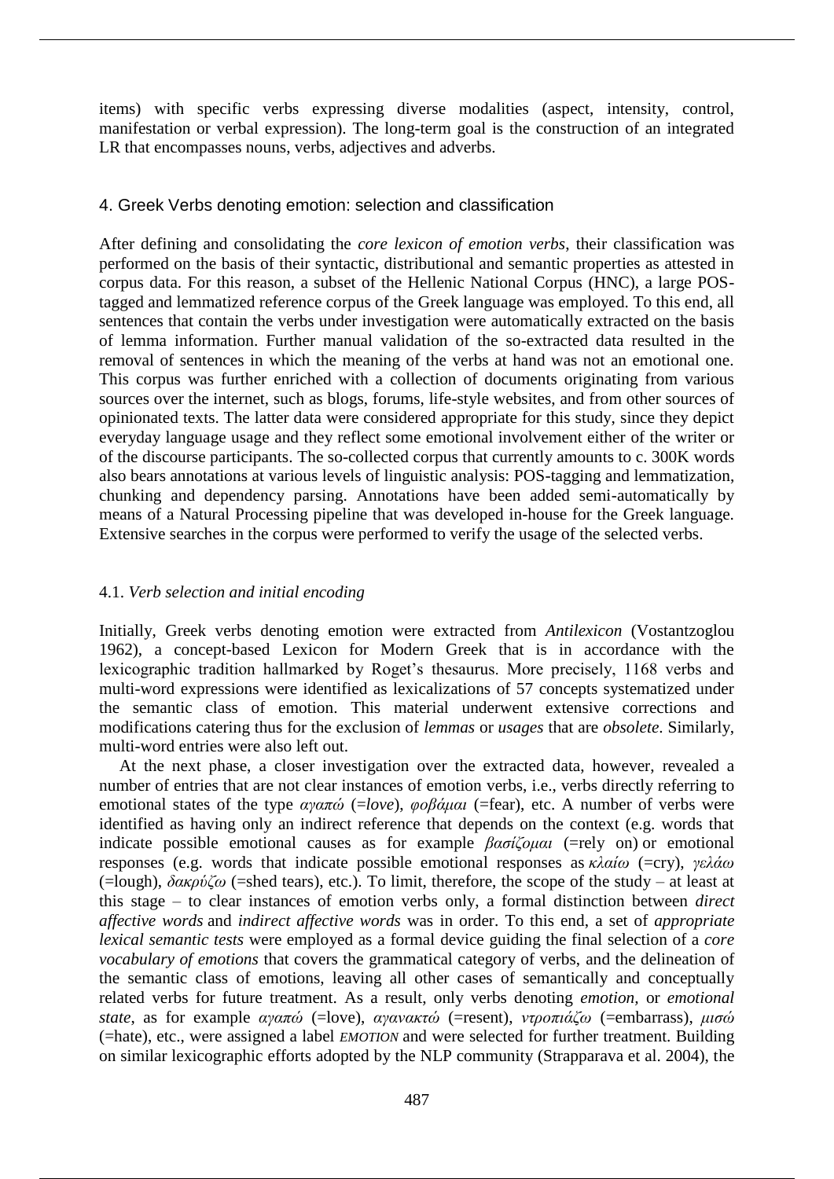items) with specific verbs expressing diverse modalities (aspect, intensity, control, manifestation or verbal expression). The long-term goal is the construction of an integrated LR that encompasses nouns, verbs, adjectives and adverbs.

## 4. Greek Verbs denoting emotion: selection and classification

After defining and consolidating the *core lexicon of emotion verbs*, their classification was performed on the basis of their syntactic, distributional and semantic properties as attested in corpus data. For this reason, a subset of the Hellenic National Corpus (HNC), a large POS-tagged and lemmatized reference corpus of the Greek language was employed. To this end, all sentences that contain the verbs under investigation were automatically extracted on the basis of lemma information. Further manual validation of the so-extracted data resulted in the removal of sentences in which the meaning of the verbs at hand was not an emotional one. This corpus was further enriched with a collection of documents originating from various sources over the internet, such as blogs, forums, life-style websites, and from other sources of opinionated texts. The latter data were considered appropriate for this study, since they depict everyday language usage and they reflect some emotional involvement either of the writer or of the discourse participants. The so-collected corpus that currently amounts to c. 300K words also bears annotations at various levels of linguistic analysis: POS-tagging and lemmatization, chunking and dependency parsing. Annotations have been added semi-automatically by means of a Natural Processing pipeline that was developed in-house for the Greek language. Extensive searches in the corpus were performed to verify the usage of the selected verbs.

### 4.1. *Verb selection and initial encoding*

Initially, Greek verbs denoting emotion were extracted from *Antilexicon* (Vostantzoglou 1962), a concept-based Lexicon for Modern Greek that is in accordance with the lexicographic tradition hallmarked by Roget's thesaurus. More precisely, 1168 verbs and multi-word expressions were identified as lexicalizations of 57 concepts systematized under the semantic class of emotion. This material underwent extensive corrections and modifications catering thus for the exclusion of *lemmas* or *usages* that are *obsolete*. Similarly, multi-word entries were also left out.

At the next phase, a closer investigation over the extracted data, however, revealed a number of entries that are not clear instances of emotion verbs, i.e., verbs directly referring to emotional states of the type *αγαπώ* (=*love*), *φοβάμαι* (=fear), etc. A number of verbs were identified as having only an indirect reference that depends on the context (e.g. words that indicate possible emotional causes as for example *βασίζομαι* (=rely on) or emotional responses (e.g. words that indicate possible emotional responses as *κλαίω* (=cry), *γελάω* (=lough), *δακρύζω* (=shed tears), etc.). To limit, therefore, the scope of the study – at least at this stage – to clear instances of emotion verbs only, a formal distinction between *direct affective words* and *indirect affective words* was in order. To this end, a set of *appropriate lexical semantic tests* were employed as a formal device guiding the final selection of a *core vocabulary of emotions* that covers the grammatical category of verbs, and the delineation of the semantic class of emotions, leaving all other cases of semantically and conceptually related verbs for future treatment. As a result, only verbs denoting *emotion*, or *emotional state*, as for example *αγαπώ* (=love), *αγανακτώ* (=resent), *ντροπιάζω* (=embarrass), *μισώ* (=hate), etc., were assigned a label *EMOTION* and were selected for further treatment. Building on similar lexicographic efforts adopted by the NLP community (Strapparava et al. 2004), the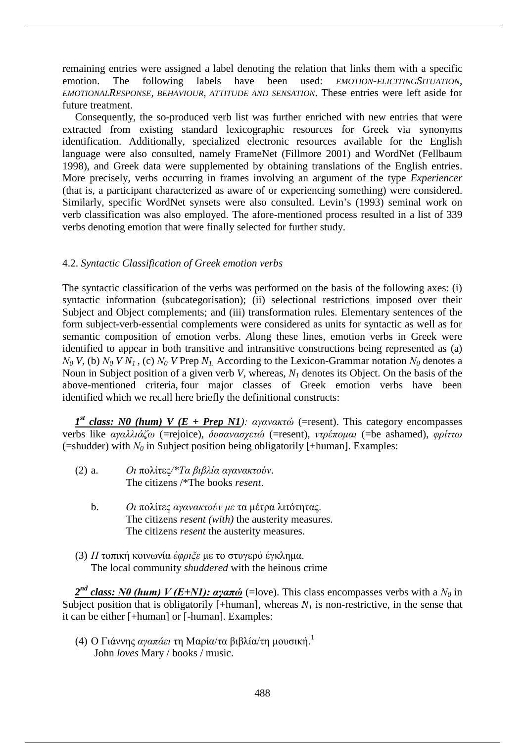remaining entries were assigned a label denoting the relation that links them with a specific emotion. The following labels have been used: *EMOTION-ELICITINGSITUATION*, *EMOTIONALRESPONSE*, *BEHAVIOUR*, *ATTITUDE AND SENSATION*. These entries were left aside for future treatment.

Consequently, the so-produced verb list was further enriched with new entries that were extracted from existing standard lexicographic resources for Greek via synonyms identification. Additionally, specialized electronic resources available for the English language were also consulted, namely FrameNet (Fillmore 2001) and WordNet (Fellbaum 1998), and Greek data were supplemented by obtaining translations of the English entries. More precisely, verbs occurring in frames involving an argument of the type *Experiencer* (that is, a participant characterized as aware of or experiencing something) were considered. Similarly, specific WordNet synsets were also consulted. Levin's (1993) seminal work on verb classification was also employed. The afore-mentioned process resulted in a list of 339 verbs denoting emotion that were finally selected for further study.

### 4.2. *Syntactic Classification of Greek emotion verbs*

The syntactic classification of the verbs was performed on the basis of the following axes: (i) syntactic information (subcategorisation); (ii) selectional restrictions imposed over their Subject and Object complements; and (iii) transformation rules. Elementary sentences of the form subject-verb-essential complements were considered as units for syntactic as well as for semantic composition of emotion verbs. Along these lines, emotion verbs in Greek were identified to appear in both transitive and intransitive constructions being represented as (a) $N_0$ *V*, (b) $N_0$ *V* $N_1$, (c) $N_0$ *V* Prep $N_1$. According to the Lexicon-Grammar notation $N_0$ denotes a Noun in Subject position of a given verb *V*, whereas, $N_1$ denotes its Object. On the basis of the above-mentioned criteria, four major classes of Greek emotion verbs have been identified which we recall here briefly the definitional constructs:

***1st class: N0 (hum) V (E + Prep N1)****: αγανακτώ* (=resent). This category encompasses verbs like *αγαλλιάζω* (=rejoice), *δυσανασχετώ* (=resent), *ντρέπομαι* (=be ashamed), *φρίττω* (=shudder) with $N_0$ in Subject position being obligatorily [+human]. Examples:

(2) a. *Οι* πολίτες/*\*Τα βιβλία αγανακτούν*.
The citizens /\*The books *resent*.

b. *Οι* πολίτες *αγανακτούν με* τα μέτρα λιτότητας.
The citizens *resent (with)* the austerity measures.
The citizens *resent* the austerity measures.

(3) *Η* τοπική κοινωνία *έφριξε* με το στυγερό έγκλημα.
The local community *shuddered* with the heinous crime

***2nd class: N0 (hum) V (E+N1): αγαπώ*** (=love). This class encompasses verbs with a $N_0$ in Subject position that is obligatorily [+human], whereas $N_1$ is non-restrictive, in the sense that it can be either [+human] or [-human]. Examples:

(4) Ο Γιάννης *αγαπάει* τη Μαρία/τα βιβλία/τη μουσική.[1]
John *loves* Mary / books / music.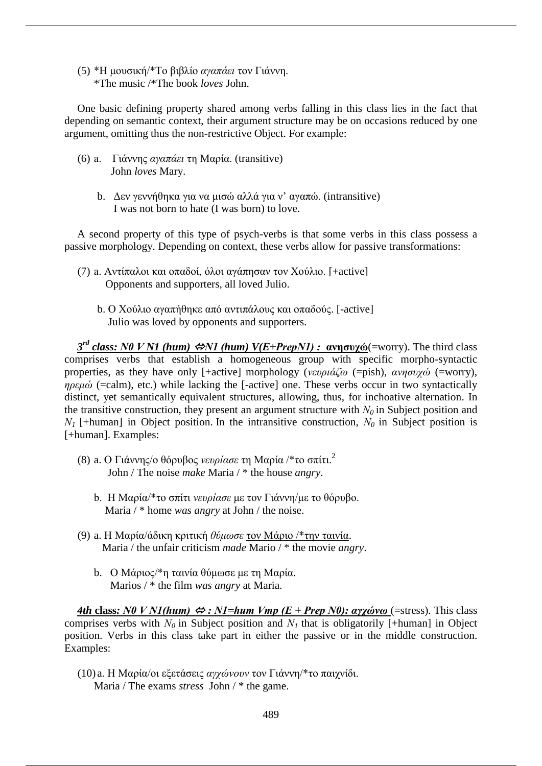(5) *Η μουσική/*Το βιβλίο *αγαπάει* τον Γιάννη.
*The music /*The book *loves* John.

One basic defining property shared among verbs falling in this class lies in the fact that depending on semantic context, their argument structure may be on occasions reduced by one argument, omitting thus the non-restrictive Object. For example:

(6) a. Γιάννης *αγαπάει* τη Μαρία. (transitive)
John *loves* Mary.

b. Δεν γεννήθηκα για να μισώ αλλά για ν' αγαπώ. (intransitive)
I was not born to hate (I was born) to love.

A second property of this type of psych-verbs is that some verbs in this class possess a passive morphology. Depending on context, these verbs allow for passive transformations:

(7) a. Αντίπαλοι και οπαδοί, όλοι αγάπησαν τον Χούλιο. [+active]
Opponents and supporters, all loved Julio.

b. Ο Χούλιο αγαπήθηκε από αντιπάλους και οπαδούς. [-active]
Julio was loved by opponents and supporters.

***3rd class: N0 V N1 (hum) ⇔N1 (hum) V(E+PrepN1) :*** **ανησυχώ**(=worry). The third class comprises verbs that establish a homogeneous group with specific morpho-syntactic properties, as they have only [+active] morphology (*νευριάζω* (=pish), *ανησυχώ* (=worry), *ηρεμώ* (=calm), etc.) while lacking the [-active] one. These verbs occur in two syntactically distinct, yet semantically equivalent structures, allowing, thus, for inchoative alternation. In the transitive construction, they present an argument structure with $N_0$ in Subject position and $N_1$ [+human] in Object position. In the intransitive construction, $N_0$ in Subject position is [+human]. Examples:

(8) a. Ο Γιάννης/ο θόρυβος *νευρίασε* τη Μαρία /*το σπίτι.[2]
John / The noise *make* Maria / * the house *angry*.

b. Η Μαρία/*το σπίτι *νευρίασε* με τον Γιάννη/με το θόρυβο.
Maria / * home *was angry* at John / the noise.

(9) a. Η Μαρία/άδικη κριτική *θύμωσε* τον Μάριο /*την ταινία.
Maria / the unfair criticism *made* Mario / * the movie *angry*.

b. Ο Μάριος/*η ταινία θύμωσε με τη Μαρία.
Marios / * the film *was angry* at Maria.

***4th* class*: N0 V N1(hum) ⇔ : N1=hum Vmp (E + Prep N0): αγχώνω*** (=stress). This class comprises verbs with $N_0$ in Subject position and $N_1$ that is obligatorily [+human] in Object position. Verbs in this class take part in either the passive or in the middle construction. Examples:

(10) a. Η Μαρία/οι εξετάσεις *αγχώνουν* τον Γιάννη/*το παιχνίδι.
Maria / The exams *stress* John / * the game.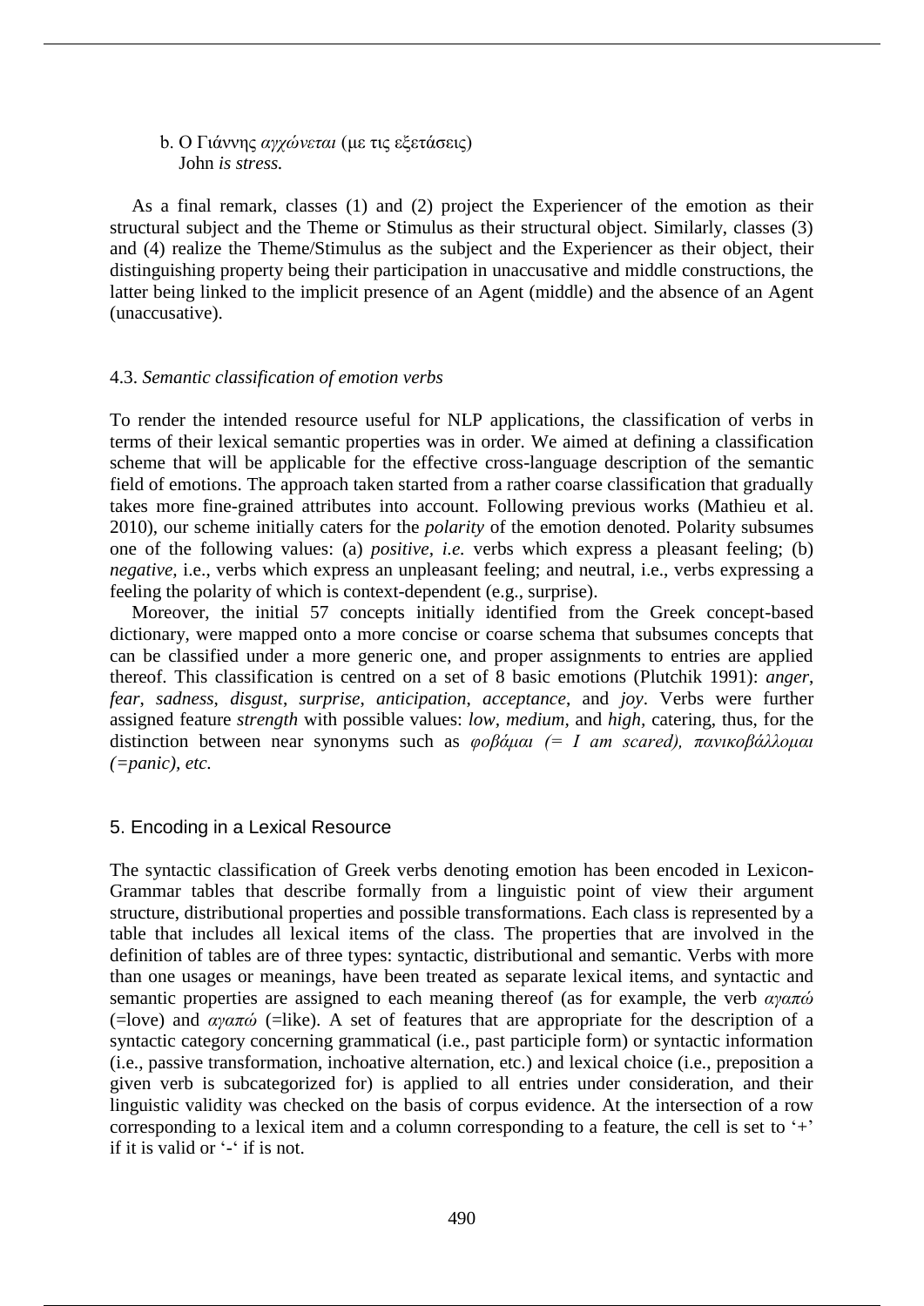b. Ο Γιάννης *αγχώνεται* (με τις εξετάσεις)
   John *is stress.*

As a final remark, classes (1) and (2) project the Experiencer of the emotion as their structural subject and the Theme or Stimulus as their structural object. Similarly, classes (3) and (4) realize the Theme/Stimulus as the subject and the Experiencer as their object, their distinguishing property being their participation in unaccusative and middle constructions, the latter being linked to the implicit presence of an Agent (middle) and the absence of an Agent (unaccusative).

### 4.3. *Semantic classification of emotion verbs*

To render the intended resource useful for NLP applications, the classification of verbs in terms of their lexical semantic properties was in order. We aimed at defining a classification scheme that will be applicable for the effective cross-language description of the semantic field of emotions. The approach taken started from a rather coarse classification that gradually takes more fine-grained attributes into account. Following previous works (Mathieu et al. 2010), our scheme initially caters for the *polarity* of the emotion denoted. Polarity subsumes one of the following values: (a) *positive, i.e.* verbs which express a pleasant feeling; (b) *negative*, i.e., verbs which express an unpleasant feeling; and neutral, i.e., verbs expressing a feeling the polarity of which is context-dependent (e.g., surprise).

Moreover, the initial 57 concepts initially identified from the Greek concept-based dictionary, were mapped onto a more concise or coarse schema that subsumes concepts that can be classified under a more generic one, and proper assignments to entries are applied thereof. This classification is centred on a set of 8 basic emotions (Plutchik 1991): *anger*, *fear*, *sadness*, *disgust*, *surprise*, *anticipation*, *acceptance*, and *joy*. Verbs were further assigned feature *strength* with possible values: *low*, *medium*, and *high*, catering, thus, for the distinction between near synonyms such as *φοβάμαι (= I am scared), πανικοβάλλομαι (=panic), etc.*

## 5. Encoding in a Lexical Resource

The syntactic classification of Greek verbs denoting emotion has been encoded in Lexicon-Grammar tables that describe formally from a linguistic point of view their argument structure, distributional properties and possible transformations. Each class is represented by a table that includes all lexical items of the class. The properties that are involved in the definition of tables are of three types: syntactic, distributional and semantic. Verbs with more than one usages or meanings, have been treated as separate lexical items, and syntactic and semantic properties are assigned to each meaning thereof (as for example, the verb *αγαπώ* (=love) and *αγαπώ* (=like). A set of features that are appropriate for the description of a syntactic category concerning grammatical (i.e., past participle form) or syntactic information (i.e., passive transformation, inchoative alternation, etc.) and lexical choice (i.e., preposition a given verb is subcategorized for) is applied to all entries under consideration, and their linguistic validity was checked on the basis of corpus evidence. At the intersection of a row corresponding to a lexical item and a column corresponding to a feature, the cell is set to '+' if it is valid or '-' if is not.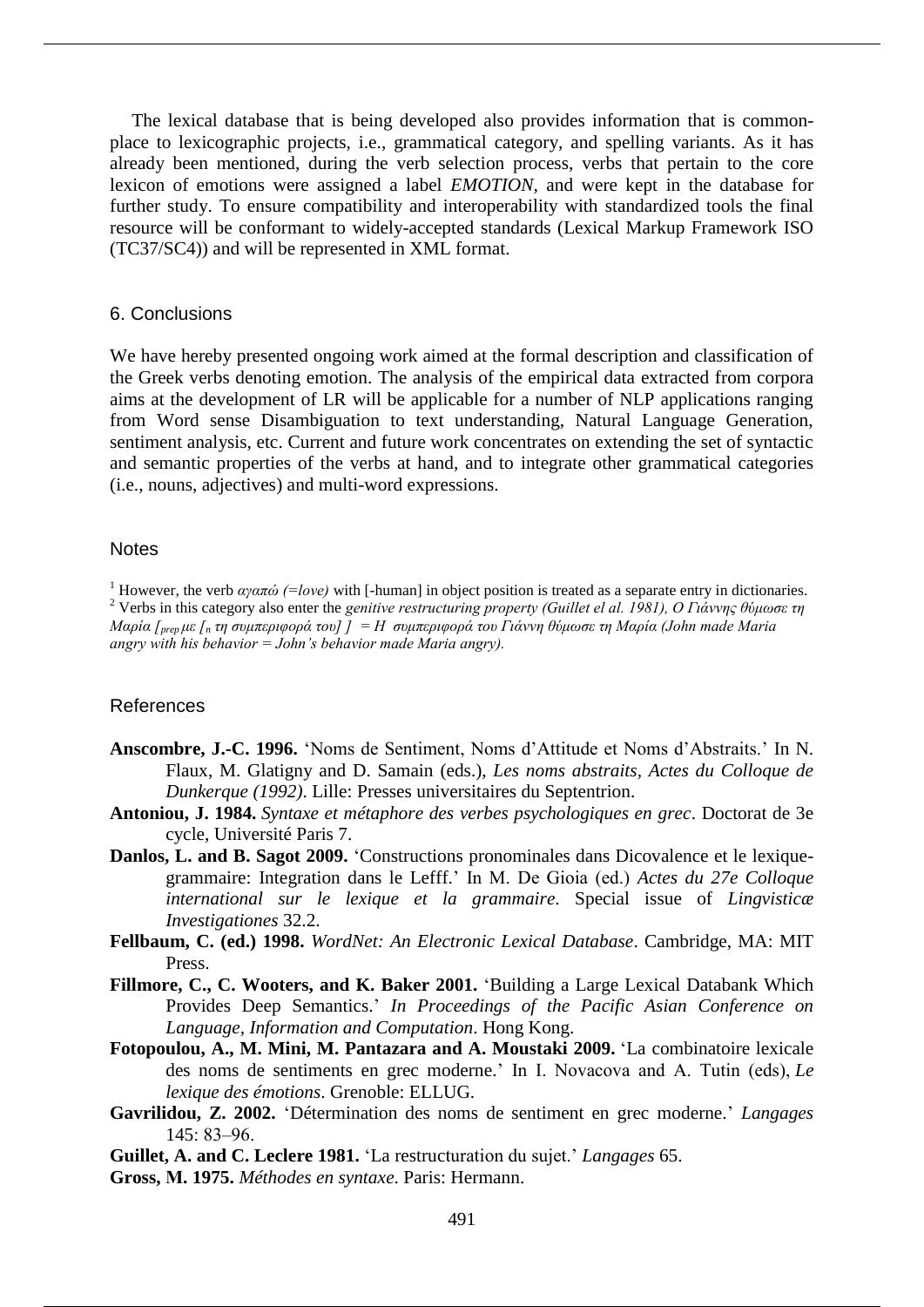The lexical database that is being developed also provides information that is commonplace to lexicographic projects, i.e., grammatical category, and spelling variants. As it has already been mentioned, during the verb selection process, verbs that pertain to the core lexicon of emotions were assigned a label *EMOTION*, and were kept in the database for further study. To ensure compatibility and interoperability with standardized tools the final resource will be conformant to widely-accepted standards (Lexical Markup Framework ISO (TC37/SC4)) and will be represented in XML format.

## 6. Conclusions

We have hereby presented ongoing work aimed at the formal description and classification of the Greek verbs denoting emotion. The analysis of the empirical data extracted from corpora aims at the development of LR will be applicable for a number of NLP applications ranging from Word sense Disambiguation to text understanding, Natural Language Generation, sentiment analysis, etc. Current and future work concentrates on extending the set of syntactic and semantic properties of the verbs at hand, and to integrate other grammatical categories (i.e., nouns, adjectives) and multi-word expressions.

## Notes

[1] However, the verb *αγαπώ (=love)* with [-human] in object position is treated as a separate entry in dictionaries.

[2] Verbs in this category also enter the *genitive restructuring property (Guillet el al. 1981), Ο Γιάννης θύμωσε τη Μαρία [$_{prep}$ με [$_{n}$ τη συμπεριφορά του] ] = Η συμπεριφορά του Γιάννη θύμωσε τη Μαρία (John made Maria angry with his behavior = John's behavior made Maria angry).*

## References

**Anscombre, J.-C. 1996.** 'Noms de Sentiment, Noms d'Attitude et Noms d'Abstraits.' In N. Flaux, M. Glatigny and D. Samain (eds.), *Les noms abstraits, Actes du Colloque de Dunkerque (1992)*. Lille: Presses universitaires du Septentrion.

**Antoniou, J. 1984.** *Syntaxe et métaphore des verbes psychologiques en grec*. Doctorat de 3e cycle, Université Paris 7.

**Danlos, L. and B. Sagot 2009.** 'Constructions pronominales dans Dicovalence et le lexique-grammaire: Integration dans le Lefff.' In M. De Gioia (ed.) *Actes du 27e Colloque international sur le lexique et la grammaire*. Special issue of *Lingvisticæ Investigationes* 32.2.

**Fellbaum, C. (ed.) 1998.** *WordNet: An Electronic Lexical Database*. Cambridge, MA: MIT Press.

**Fillmore, C., C. Wooters, and K. Baker 2001.** 'Building a Large Lexical Databank Which Provides Deep Semantics.' *In Proceedings of the Pacific Asian Conference on Language, Information and Computation*. Hong Kong.

**Fotopoulou, A., M. Mini, M. Pantazara and A. Moustaki 2009.** 'La combinatoire lexicale des noms de sentiments en grec moderne.' In I. Novacova and A. Tutin (eds), *Le lexique des émotions*. Grenoble: ELLUG.

**Gavrilidou, Z. 2002.** 'Détermination des noms de sentiment en grec moderne.' *Langages* 145: 83–96.

**Guillet, A. and C. Leclere 1981.** 'La restructuration du sujet.' *Langages* 65.

**Gross, M. 1975.** *Méthodes en syntaxe*. Paris: Hermann.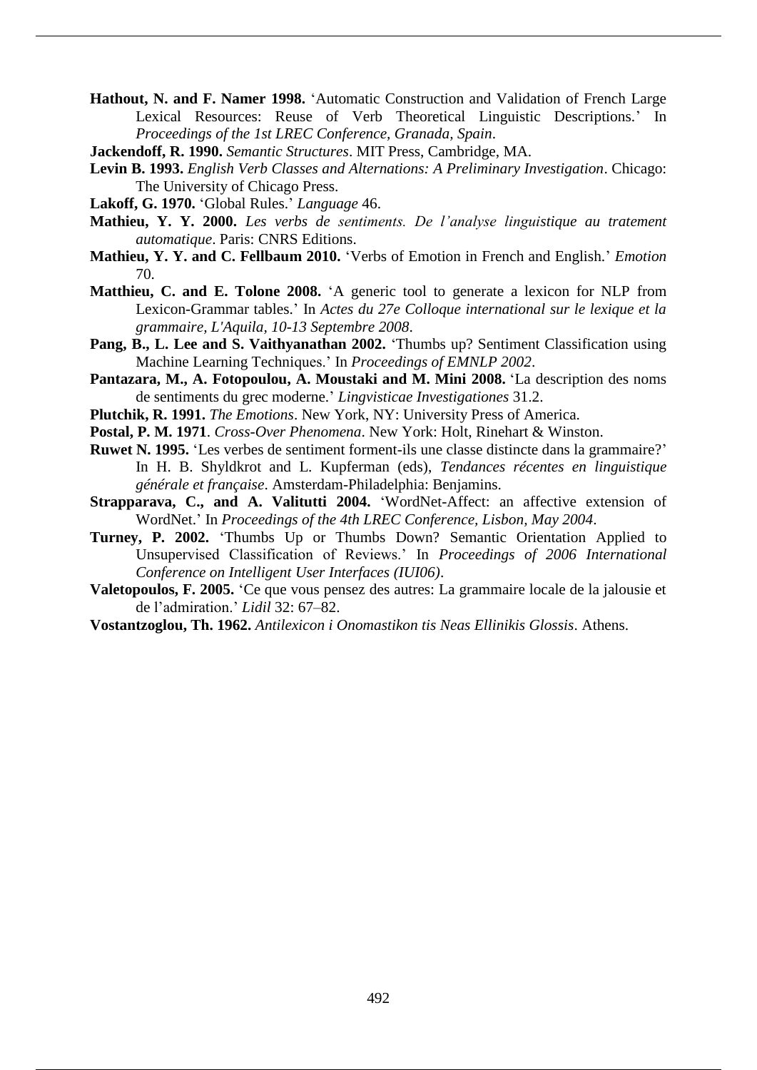**Hathout, N. and F. Namer 1998.** 'Automatic Construction and Validation of French Large Lexical Resources: Reuse of Verb Theoretical Linguistic Descriptions.' In *Proceedings of the 1st LREC Conference, Granada, Spain*.

**Jackendoff, R. 1990.** *Semantic Structures*. MIT Press, Cambridge, MA.

**Levin B. 1993.** *English Verb Classes and Alternations: A Preliminary Investigation*. Chicago: The University of Chicago Press.

**Lakoff, G. 1970.** 'Global Rules.' *Language* 46.

**Mathieu, Y. Y. 2000.** *Les verbs de sentiments. De l'analyse linguistique au tratement automatique*. Paris: CNRS Editions.

**Mathieu, Y. Y. and C. Fellbaum 2010.** 'Verbs of Emotion in French and English.' *Emotion* 70.

**Matthieu, C. and E. Tolone 2008.** 'A generic tool to generate a lexicon for NLP from Lexicon-Grammar tables.' In *Actes du 27e Colloque international sur le lexique et la grammaire, L'Aquila, 10-13 Septembre 2008*.

**Pang, B., L. Lee and S. Vaithyanathan 2002.** 'Thumbs up? Sentiment Classification using Machine Learning Techniques.' In *Proceedings of EMNLP 2002*.

**Pantazara, M., A. Fotopoulou, A. Moustaki and M. Mini 2008.** 'La description des noms de sentiments du grec moderne.' *Lingvisticae Investigationes* 31.2.

**Plutchik, R. 1991.** *The Emotions*. New York, NY: University Press of America.

**Postal, P. M. 1971**. *Cross-Over Phenomena*. New York: Holt, Rinehart & Winston.

**Ruwet N. 1995.** 'Les verbes de sentiment forment-ils une classe distincte dans la grammaire?' In H. B. Shyldkrot and L. Kupferman (eds), *Tendances récentes en linguistique générale et française*. Amsterdam-Philadelphia: Benjamins.

**Strapparava, C., and A. Valitutti 2004.** 'WordNet-Affect: an affective extension of WordNet.' In *Proceedings of the 4th LREC Conference, Lisbon, May 2004*.

**Turney, P. 2002.** 'Thumbs Up or Thumbs Down? Semantic Orientation Applied to Unsupervised Classification of Reviews.' In *Proceedings of 2006 International Conference on Intelligent User Interfaces (IUI06)*.

**Valetopoulos, F. 2005.** 'Ce que vous pensez des autres: La grammaire locale de la jalousie et de l'admiration.' *Lidil* 32: 67–82.

**Vostantzoglou, Th. 1962.** *Antilexicon i Onomastikon tis Neas Ellinikis Glossis*. Athens.